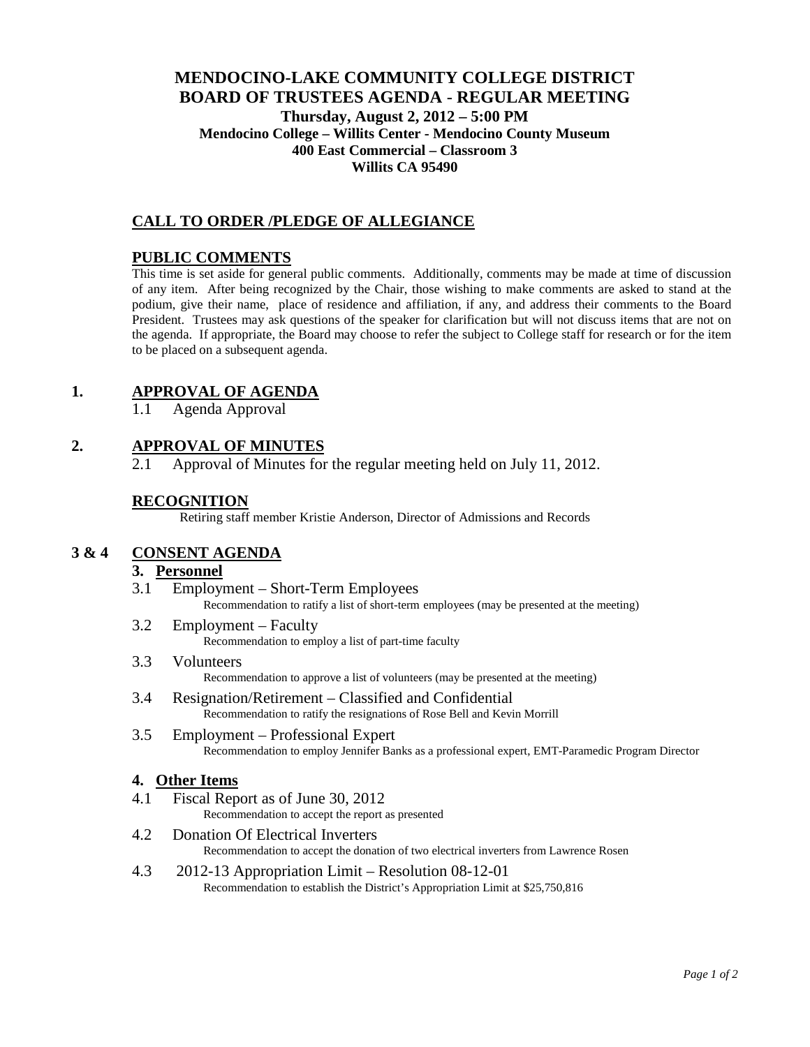# MENDOCINO-LAKE COMMUNITY COLLEGE DISTRICT
# BOARD OF TRUSTEES AGENDA - REGULAR MEETING

**Thursday, August 2, 2012 – 5:00 PM**
**Mendocino College – Willits Center - Mendocino County Museum**
**400 East Commercial – Classroom 3**
**Willits CA 95490**

## CALL TO ORDER /PLEDGE OF ALLEGIANCE

## PUBLIC COMMENTS

This time is set aside for general public comments. Additionally, comments may be made at time of discussion of any item. After being recognized by the Chair, those wishing to make comments are asked to stand at the podium, give their name, place of residence and affiliation, if any, and address their comments to the Board President. Trustees may ask questions of the speaker for clarification but will not discuss items that are not on the agenda. If appropriate, the Board may choose to refer the subject to College staff for research or for the item to be placed on a subsequent agenda.

## 1. APPROVAL OF AGENDA

1.1 Agenda Approval

## 2. APPROVAL OF MINUTES

2.1 Approval of Minutes for the regular meeting held on July 11, 2012.

## RECOGNITION

Retiring staff member Kristie Anderson, Director of Admissions and Records

## 3 & 4 CONSENT AGENDA

### 3. Personnel

3.1 Employment – Short-Term Employees
Recommendation to ratify a list of short-term employees (may be presented at the meeting)

3.2 Employment – Faculty
Recommendation to employ a list of part-time faculty

3.3 Volunteers
Recommendation to approve a list of volunteers (may be presented at the meeting)

3.4 Resignation/Retirement – Classified and Confidential
Recommendation to ratify the resignations of Rose Bell and Kevin Morrill

3.5 Employment – Professional Expert
Recommendation to employ Jennifer Banks as a professional expert, EMT-Paramedic Program Director

### 4. Other Items

4.1 Fiscal Report as of June 30, 2012
Recommendation to accept the report as presented

4.2 Donation Of Electrical Inverters
Recommendation to accept the donation of two electrical inverters from Lawrence Rosen

4.3 2012-13 Appropriation Limit – Resolution 08-12-01
Recommendation to establish the District's Appropriation Limit at $25,750,816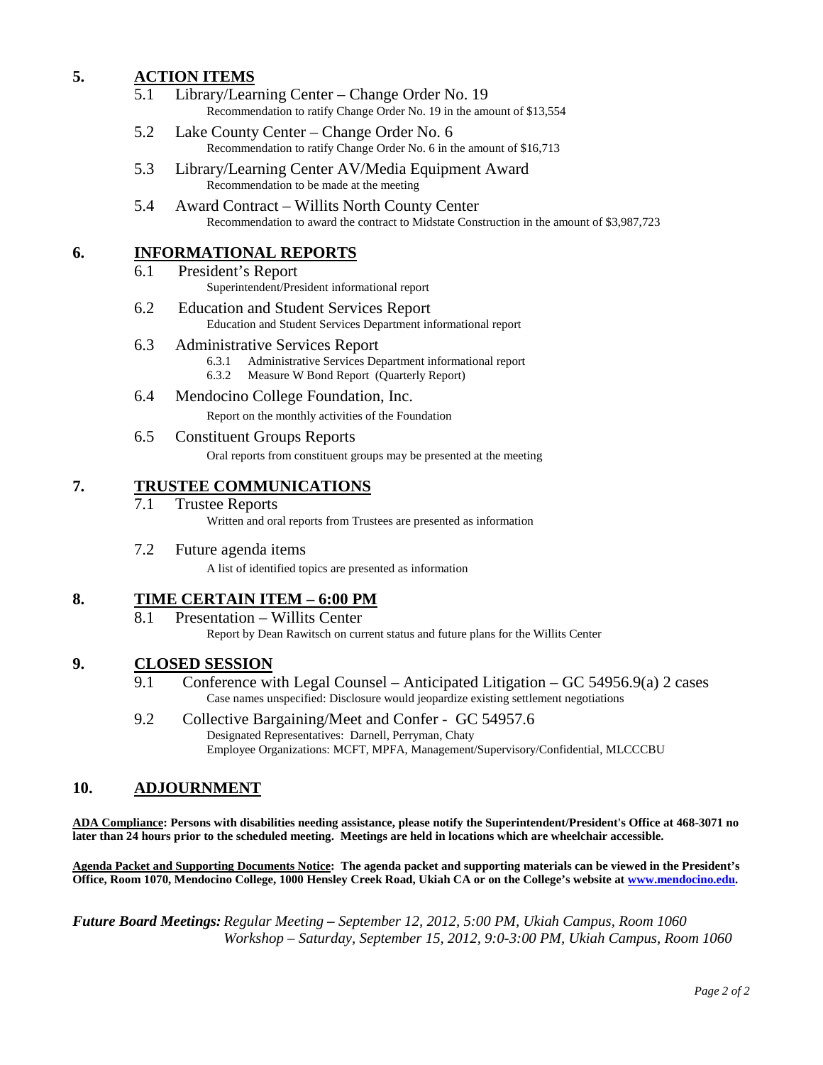## 5. ACTION ITEMS

5.1 Library/Learning Center – Change Order No. 19
Recommendation to ratify Change Order No. 19 in the amount of $13,554

5.2 Lake County Center – Change Order No. 6
Recommendation to ratify Change Order No. 6 in the amount of $16,713

5.3 Library/Learning Center AV/Media Equipment Award
Recommendation to be made at the meeting

5.4 Award Contract – Willits North County Center
Recommendation to award the contract to Midstate Construction in the amount of $3,987,723

## 6. INFORMATIONAL REPORTS

6.1 President's Report
Superintendent/President informational report

6.2 Education and Student Services Report
Education and Student Services Department informational report

6.3 Administrative Services Report
- 6.3.1 Administrative Services Department informational report
- 6.3.2 Measure W Bond Report (Quarterly Report)

6.4 Mendocino College Foundation, Inc.
Report on the monthly activities of the Foundation

6.5 Constituent Groups Reports
Oral reports from constituent groups may be presented at the meeting

## 7. TRUSTEE COMMUNICATIONS

7.1 Trustee Reports
Written and oral reports from Trustees are presented as information

7.2 Future agenda items
A list of identified topics are presented as information

## 8. TIME CERTAIN ITEM – 6:00 PM

8.1 Presentation – Willits Center
Report by Dean Rawitsch on current status and future plans for the Willits Center

## 9. CLOSED SESSION

9.1 Conference with Legal Counsel – Anticipated Litigation – GC 54956.9(a) 2 cases
Case names unspecified: Disclosure would jeopardize existing settlement negotiations

9.2 Collective Bargaining/Meet and Confer - GC 54957.6
Designated Representatives: Darnell, Perryman, Chaty
Employee Organizations: MCFT, MPFA, Management/Supervisory/Confidential, MLCCCBU

## 10. ADJOURNMENT

**ADA Compliance: Persons with disabilities needing assistance, please notify the Superintendent/President's Office at 468-3071 no later than 24 hours prior to the scheduled meeting. Meetings are held in locations which are wheelchair accessible.**

**Agenda Packet and Supporting Documents Notice: The agenda packet and supporting materials can be viewed in the President's Office, Room 1070, Mendocino College, 1000 Hensley Creek Road, Ukiah CA or on the College's website at www.mendocino.edu.**

***Future Board Meetings:*** *Regular Meeting – September 12, 2012, 5:00 PM, Ukiah Campus, Room 1060*
*Workshop – Saturday, September 15, 2012, 9:0-3:00 PM, Ukiah Campus, Room 1060*